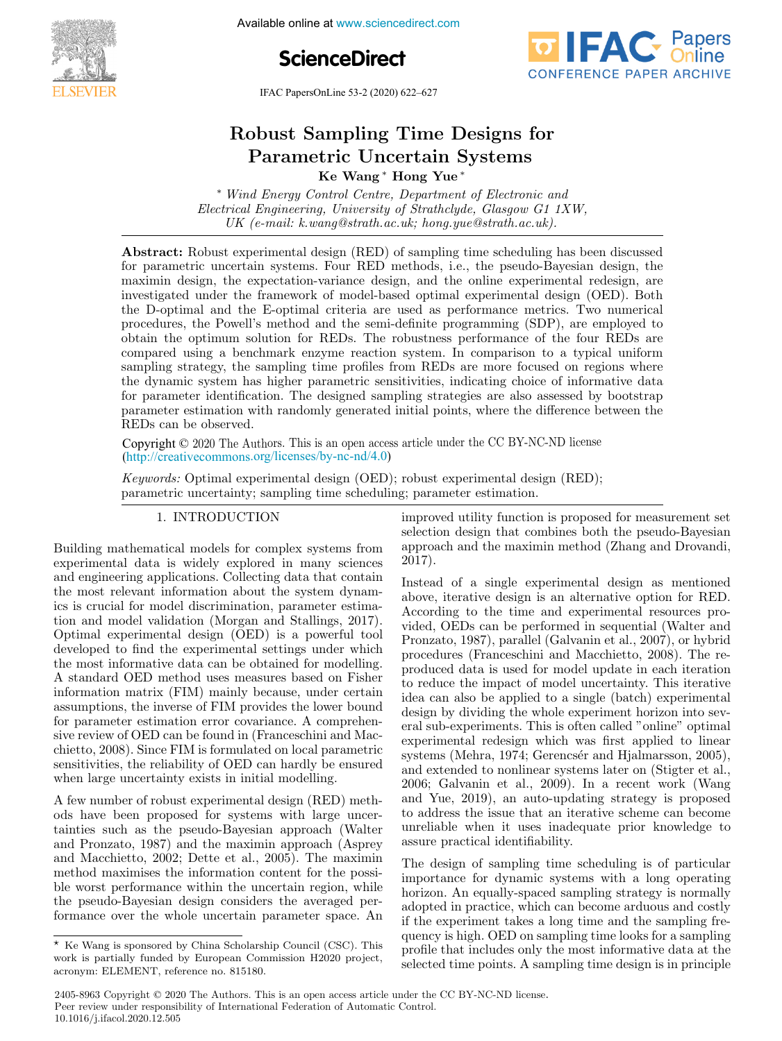# Robust Sampling Time Designs for Parametric Uncertain Systems

**Ke Wang** [*] **Hong Yue** [*]

[*] *Wind Energy Control Centre, Department of Electronic and Electrical Engineering, University of Strathclyde, Glasgow G1 1XW, UK (e-mail: k.wang@strath.ac.uk; hong.yue@strath.ac.uk).*

**Abstract:** Robust experimental design (RED) of sampling time scheduling has been discussed for parametric uncertain systems. Four RED methods, i.e., the pseudo-Bayesian design, the maximin design, the expectation-variance design, and the online experimental redesign, are investigated under the framework of model-based optimal experimental design (OED). Both the D-optimal and the E-optimal criteria are used as performance metrics. Two numerical procedures, the Powell's method and the semi-definite programming (SDP), are employed to obtain the optimum solution for REDs. The robustness performance of the four REDs are compared using a benchmark enzyme reaction system. In comparison to a typical uniform sampling strategy, the sampling time profiles from REDs are more focused on regions where the dynamic system has higher parametric sensitivities, indicating choice of informative data for parameter identification. The designed sampling strategies are also assessed by bootstrap parameter estimation with randomly generated initial points, where the difference between the REDs can be observed.

Copyright © 2020 The Authors. This is an open access article under the CC BY-NC-ND license (http://creativecommons.org/licenses/by-nc-nd/4.0)

*Keywords:* Optimal experimental design (OED); robust experimental design (RED); parametric uncertainty; sampling time scheduling; parameter estimation.

## 1. INTRODUCTION

Building mathematical models for complex systems from experimental data is widely explored in many sciences and engineering applications. Collecting data that contain the most relevant information about the system dynamics is crucial for model discrimination, parameter estimation and model validation (Morgan and Stallings, 2017). Optimal experimental design (OED) is a powerful tool developed to find the experimental settings under which the most informative data can be obtained for modelling. A standard OED method uses measures based on Fisher information matrix (FIM) mainly because, under certain assumptions, the inverse of FIM provides the lower bound for parameter estimation error covariance. A comprehensive review of OED can be found in (Franceschini and Macchietto, 2008). Since FIM is formulated on local parametric sensitivities, the reliability of OED can hardly be ensured when large uncertainty exists in initial modelling.

A few number of robust experimental design (RED) methods have been proposed for systems with large uncertainties such as the pseudo-Bayesian approach (Walter and Pronzato, 1987) and the maximin approach (Asprey and Macchietto, 2002; Dette et al., 2005). The maximin method maximises the information content for the possible worst performance within the uncertain region, while the pseudo-Bayesian design considers the averaged performance over the whole uncertain parameter space. An improved utility function is proposed for measurement set selection design that combines both the pseudo-Bayesian approach and the maximin method (Zhang and Drovandi, 2017).

Instead of a single experimental design as mentioned above, iterative design is an alternative option for RED. According to the time and experimental resources provided, OEDs can be performed in sequential (Walter and Pronzato, 1987), parallel (Galvanin et al., 2007), or hybrid procedures (Franceschini and Macchietto, 2008). The reproduced data is used for model update in each iteration to reduce the impact of model uncertainty. This iterative idea can also be applied to a single (batch) experimental design by dividing the whole experiment horizon into several sub-experiments. This is often called "online" optimal experimental redesign which was first applied to linear systems (Mehra, 1974; Gerencsér and Hjalmarsson, 2005), and extended to nonlinear systems later on (Stigter et al., 2006; Galvanin et al., 2009). In a recent work (Wang and Yue, 2019), an auto-updating strategy is proposed to address the issue that an iterative scheme can become unreliable when it uses inadequate prior knowledge to assure practical identifiability.

The design of sampling time scheduling is of particular importance for dynamic systems with a long operating horizon. An equally-spaced sampling strategy is normally adopted in practice, which can become arduous and costly if the experiment takes a long time and the sampling frequency is high. OED on sampling time looks for a sampling profile that includes only the most informative data at the selected time points. A sampling time design is in principle

[*] Ke Wang is sponsored by China Scholarship Council (CSC). This work is partially funded by European Commission H2020 project, acronym: ELEMENT, reference no. 815180.

2405-8963 Copyright © 2020 The Authors. This is an open access article under the CC BY-NC-ND license.
Peer review under responsibility of International Federation of Automatic Control.
10.1016/j.ifacol.2020.12.505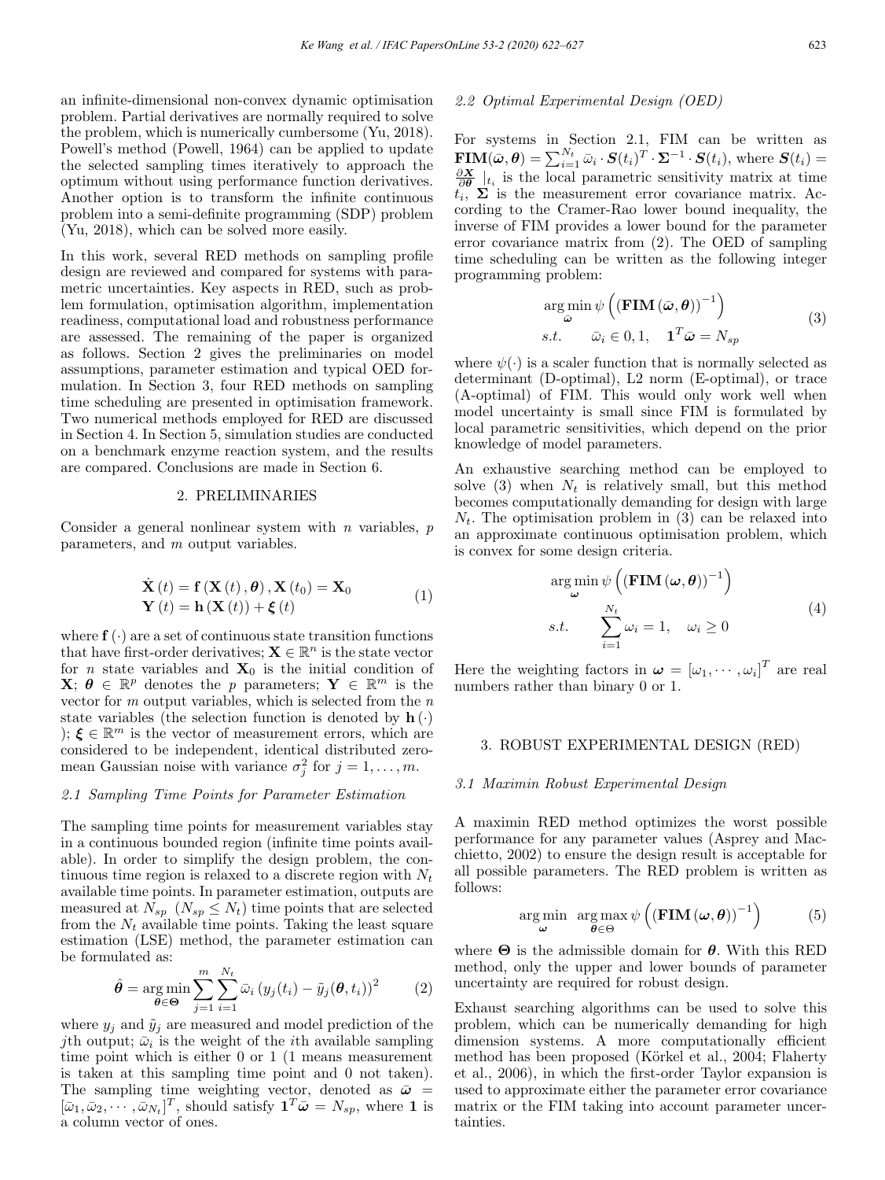an infinite-dimensional non-convex dynamic optimisation problem. Partial derivatives are normally required to solve the problem, which is numerically cumbersome (Yu, 2018). Powell's method (Powell, 1964) can be applied to update the selected sampling times iteratively to approach the optimum without using performance function derivatives. Another option is to transform the infinite continuous problem into a semi-definite programming (SDP) problem (Yu, 2018), which can be solved more easily.

In this work, several RED methods on sampling profile design are reviewed and compared for systems with parametric uncertainties. Key aspects in RED, such as problem formulation, optimisation algorithm, implementation readiness, computational load and robustness performance are assessed. The remaining of the paper is organized as follows. Section 2 gives the preliminaries on model assumptions, parameter estimation and typical OED formulation. In Section 3, four RED methods on sampling time scheduling are presented in optimisation framework. Two numerical methods employed for RED are discussed in Section 4. In Section 5, simulation studies are conducted on a benchmark enzyme reaction system, and the results are compared. Conclusions are made in Section 6.

## 2. PRELIMINARIES

Consider a general nonlinear system with $n$ variables, $p$ parameters, and $m$ output variables.

$$\begin{aligned} \dot{\mathbf{X}}(t) &= \mathbf{f}(\mathbf{X}(t), \boldsymbol{\theta}), \mathbf{X}(t_0) = \mathbf{X}_0 \\ \mathbf{Y}(t) &= \mathbf{h}(\mathbf{X}(t)) + \boldsymbol{\xi}(t) \end{aligned} \tag{1}$$

where $\mathbf{f}(\cdot)$ are a set of continuous state transition functions that have first-order derivatives; $\mathbf{X} \in \mathbb{R}^n$ is the state vector for $n$ state variables and $\mathbf{X}_0$ is the initial condition of $\mathbf{X}$; $\boldsymbol{\theta} \in \mathbb{R}^p$ denotes the $p$ parameters; $\mathbf{Y} \in \mathbb{R}^m$ is the vector for $m$ output variables, which is selected from the $n$ state variables (the selection function is denoted by $\mathbf{h}(\cdot)$ ); $\boldsymbol{\xi} \in \mathbb{R}^m$ is the vector of measurement errors, which are considered to be independent, identical distributed zero-mean Gaussian noise with variance $\sigma_j^2$ for $j = 1, \ldots, m$.

### *2.1 Sampling Time Points for Parameter Estimation*

The sampling time points for measurement variables stay in a continuous bounded region (infinite time points available). In order to simplify the design problem, the continuous time region is relaxed to a discrete region with $N_t$ available time points. In parameter estimation, outputs are measured at $N_{sp}$ $(N_{sp} \leq N_t)$ time points that are selected from the $N_t$ available time points. Taking the least square estimation (LSE) method, the parameter estimation can be formulated as:

$$\hat{\boldsymbol{\theta}} = \underset{\boldsymbol{\theta} \in \boldsymbol{\Theta}}{\arg\min} \sum_{j=1}^{m} \sum_{i=1}^{N_t} \bar{\omega}_i \left(y_j(t_i) - \tilde{y}_j(\boldsymbol{\theta}, t_i)\right)^2 \tag{2}$$

where $y_j$ and $\tilde{y}_j$ are measured and model prediction of the $j$th output; $\bar{\omega}_i$ is the weight of the $i$th available sampling time point which is either 0 or 1 (1 means measurement is taken at this sampling time point and 0 not taken). The sampling time weighting vector, denoted as $\bar{\boldsymbol{\omega}} = [\bar{\omega}_1, \bar{\omega}_2, \cdots, \bar{\omega}_{N_t}]^T$, should satisfy $\mathbf{1}^T \bar{\boldsymbol{\omega}} = N_{sp}$, where $\mathbf{1}$ is a column vector of ones.

### *2.2 Optimal Experimental Design (OED)*

For systems in Section 2.1, FIM can be written as $\mathbf{FIM}(\bar{\boldsymbol{\omega}}, \boldsymbol{\theta}) = \sum_{i=1}^{N_t} \bar{\omega}_i \cdot \boldsymbol{S}(t_i)^T \cdot \boldsymbol{\Sigma}^{-1} \cdot \boldsymbol{S}(t_i)$, where $\boldsymbol{S}(t_i) = \frac{\partial \boldsymbol{X}}{\partial \boldsymbol{\theta}}\big|_{t_i}$ is the local parametric sensitivity matrix at time $t_i$, $\boldsymbol{\Sigma}$ is the measurement error covariance matrix. According to the Cramer-Rao lower bound inequality, the inverse of FIM provides a lower bound for the parameter error covariance matrix from (2). The OED of sampling time scheduling can be written as the following integer programming problem:

$$\begin{aligned} &\underset{\bar{\boldsymbol{\omega}}}{\arg\min}\, \psi\left(\left(\mathbf{FIM}(\bar{\boldsymbol{\omega}}, \boldsymbol{\theta})\right)^{-1}\right) \\ &s.t. \qquad \bar{\omega}_i \in 0, 1, \quad \mathbf{1}^T \bar{\boldsymbol{\omega}} = N_{sp} \end{aligned} \tag{3}$$

where $\psi(\cdot)$ is a scaler function that is normally selected as determinant (D-optimal), L2 norm (E-optimal), or trace (A-optimal) of FIM. This would only work well when model uncertainty is small since FIM is formulated by local parametric sensitivities, which depend on the prior knowledge of model parameters.

An exhaustive searching method can be employed to solve (3) when $N_t$ is relatively small, but this method becomes computationally demanding for design with large $N_t$. The optimisation problem in (3) can be relaxed into an approximate continuous optimisation problem, which is convex for some design criteria.

$$\begin{aligned} &\underset{\boldsymbol{\omega}}{\arg\min}\, \psi\left(\left(\mathbf{FIM}(\boldsymbol{\omega}, \boldsymbol{\theta})\right)^{-1}\right) \\ &s.t. \qquad \sum_{i=1}^{N_t} \omega_i = 1, \quad \omega_i \geq 0 \end{aligned} \tag{4}$$

Here the weighting factors in $\boldsymbol{\omega} = [\omega_1, \cdots, \omega_i]^T$ are real numbers rather than binary 0 or 1.

## 3. ROBUST EXPERIMENTAL DESIGN (RED)

### *3.1 Maximin Robust Experimental Design*

A maximin RED method optimizes the worst possible performance for any parameter values (Asprey and Macchietto, 2002) to ensure the design result is acceptable for all possible parameters. The RED problem is written as follows:

$$\underset{\boldsymbol{\omega}}{\arg\min}\ \underset{\boldsymbol{\theta} \in \boldsymbol{\Theta}}{\arg\max}\, \psi\left(\left(\mathbf{FIM}(\boldsymbol{\omega}, \boldsymbol{\theta})\right)^{-1}\right) \tag{5}$$

where $\boldsymbol{\Theta}$ is the admissible domain for $\boldsymbol{\theta}$. With this RED method, only the upper and lower bounds of parameter uncertainty are required for robust design.

Exhaust searching algorithms can be used to solve this problem, which can be numerically demanding for high dimension systems. A more computationally efficient method has been proposed (Körkel et al., 2004; Flaherty et al., 2006), in which the first-order Taylor expansion is used to approximate either the parameter error covariance matrix or the FIM taking into account parameter uncertainties.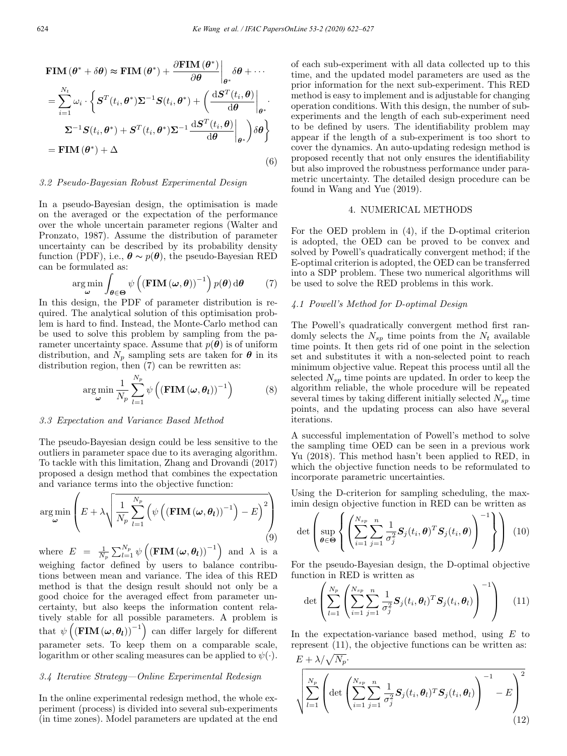$$
\begin{aligned}
\mathbf{FIM}\left(\boldsymbol{\theta}^{*}+\delta\boldsymbol{\theta}\right) &\approx \mathbf{FIM}\left(\boldsymbol{\theta}^{*}\right)+\left.\frac{\partial \mathbf{FIM}\left(\boldsymbol{\theta}^{*}\right)}{\partial \boldsymbol{\theta}}\right|_{\boldsymbol{\theta}^{*}}\delta\boldsymbol{\theta}+\cdots \\
&= \sum_{i=1}^{N_t}\omega_i\cdot\left\{\boldsymbol{S}^T(t_i,\boldsymbol{\theta}^{*})\boldsymbol{\Sigma}^{-1}\boldsymbol{S}(t_i,\boldsymbol{\theta}^{*})+\left(\left.\frac{\mathrm{d}\boldsymbol{S}^T(t_i,\boldsymbol{\theta})}{\mathrm{d}\boldsymbol{\theta}}\right|_{\boldsymbol{\theta}^{*}}\cdot\right.\right. \\
&\qquad \left.\left.\boldsymbol{\Sigma}^{-1}\boldsymbol{S}(t_i,\boldsymbol{\theta}^{*})+\boldsymbol{S}^T(t_i,\boldsymbol{\theta}^{*})\boldsymbol{\Sigma}^{-1}\left.\frac{\mathrm{d}\boldsymbol{S}^T(t_i,\boldsymbol{\theta})}{\mathrm{d}\boldsymbol{\theta}}\right|_{\boldsymbol{\theta}^{*}}\right)\delta\boldsymbol{\theta}\right\} \\
&= \mathbf{FIM}\left(\boldsymbol{\theta}^{*}\right)+\Delta
\end{aligned}
\tag{6}
$$

### 3.2 Pseudo-Bayesian Robust Experimental Design

In a pseudo-Bayesian design, the optimisation is made on the averaged or the expectation of the performance over the whole uncertain parameter regions (Walter and Pronzato, 1987). Assume the distribution of parameter uncertainty can be described by its probability density function (PDF), i.e., $\boldsymbol{\theta} \sim p(\boldsymbol{\theta})$, the pseudo-Bayesian RED can be formulated as:

$$
\underset{\boldsymbol{\omega}}{\arg\min}\int_{\boldsymbol{\theta}\in\boldsymbol{\Theta}}\psi\left(\left(\mathbf{FIM}\left(\boldsymbol{\omega},\boldsymbol{\theta}\right)\right)^{-1}\right)p(\boldsymbol{\theta})\,\mathrm{d}\boldsymbol{\theta} \tag{7}
$$

In this design, the PDF of parameter distribution is required. The analytical solution of this optimisation problem is hard to find. Instead, the Monte-Carlo method can be used to solve this problem by sampling from the parameter uncertainty space. Assume that $p(\boldsymbol{\theta})$ is of uniform distribution, and $N_p$ sampling sets are taken for $\boldsymbol{\theta}$ in its distribution region, then (7) can be rewritten as:

$$
\underset{\boldsymbol{\omega}}{\arg\min}\frac{1}{N_p}\sum_{l=1}^{N_p}\psi\left(\left(\mathbf{FIM}\left(\boldsymbol{\omega},\boldsymbol{\theta}_l\right)\right)^{-1}\right) \tag{8}
$$

### 3.3 Expectation and Variance Based Method

The pseudo-Bayesian design could be less sensitive to the outliers in parameter space due to its averaging algorithm. To tackle with this limitation, Zhang and Drovandi (2017) proposed a design method that combines the expectation and variance terms into the objective function:

$$
\underset{\boldsymbol{\omega}}{\arg\min}\left(E+\lambda\sqrt{\frac{1}{N_p}\sum_{l=1}^{N_p}\left(\psi\left(\left(\mathbf{FIM}\left(\boldsymbol{\omega},\boldsymbol{\theta}_l\right)\right)^{-1}\right)-E\right)^2}\right) \tag{9}
$$

where $E = \frac{1}{N_p}\sum_{l=1}^{N_p}\psi\left(\left(\mathbf{FIM}\left(\boldsymbol{\omega},\boldsymbol{\theta}_l\right)\right)^{-1}\right)$ and $\lambda$ is a weighing factor defined by users to balance contributions between mean and variance. The idea of this RED method is that the design result should not only be a good choice for the averaged effect from parameter uncertainty, but also keeps the information content relatively stable for all possible parameters. A problem is that $\psi\left(\left(\mathbf{FIM}\left(\boldsymbol{\omega},\boldsymbol{\theta}_l\right)\right)^{-1}\right)$ can differ largely for different parameter sets. To keep them on a comparable scale, logarithm or other scaling measures can be applied to $\psi(\cdot)$.

### 3.4 Iterative Strategy—Online Experimental Redesign

In the online experimental redesign method, the whole experiment (process) is divided into several sub-experiments (in time zones). Model parameters are updated at the end of each sub-experiment with all data collected up to this time, and the updated model parameters are used as the prior information for the next sub-experiment. This RED method is easy to implement and is adjustable for changing operation conditions. With this design, the number of sub-experiments and the length of each sub-experiment need to be defined by users. The identifiability problem may appear if the length of a sub-experiment is too short to cover the dynamics. An auto-updating redesign method is proposed recently that not only ensures the identifiability but also improved the robustness performance under parametric uncertainty. The detailed design procedure can be found in Wang and Yue (2019).

## 4. NUMERICAL METHODS

For the OED problem in (4), if the D-optimal criterion is adopted, the OED can be proved to be convex and solved by Powell's quadratically convergent method; if the E-optimal criterion is adopted, the OED can be transferred into a SDP problem. These two numerical algorithms will be used to solve the RED problems in this work.

### 4.1 Powell's Method for D-optimal Design

The Powell's quadratically convergent method first randomly selects the $N_{sp}$ time points from the $N_t$ available time points. It then gets rid of one point in the selection set and substitutes it with a non-selected point to reach minimum objective value. Repeat this process until all the selected $N_{sp}$ time points are updated. In order to keep the algorithm reliable, the whole procedure will be repeated several times by taking different initially selected $N_{sp}$ time points, and the updating process can also have several iterations.

A successful implementation of Powell's method to solve the sampling time OED can be seen in a previous work Yu (2018). This method hasn't been applied to RED, in which the objective function needs to be reformulated to incorporate parametric uncertainties.

Using the D-criterion for sampling scheduling, the maximin design objective function in RED can be written as

$$
\det\left(\sup_{\boldsymbol{\theta}\in\boldsymbol{\Theta}}\left\{\left(\sum_{i=1}^{N_{sp}}\sum_{j=1}^{n}\frac{1}{\sigma_j^2}\boldsymbol{S}_j(t_i,\boldsymbol{\theta})^T\boldsymbol{S}_j(t_i,\boldsymbol{\theta})\right)^{-1}\right\}\right) \tag{10}
$$

For the pseudo-Bayesian design, the D-optimal objective function in RED is written as

$$
\det\left(\sum_{l=1}^{N_p}\left(\sum_{i=1}^{N_{sp}}\sum_{j=1}^{n}\frac{1}{\sigma_j^2}\boldsymbol{S}_j(t_i,\boldsymbol{\theta}_l)^T\boldsymbol{S}_j(t_i,\boldsymbol{\theta}_l)\right)^{-1}\right) \tag{11}
$$

In the expectation-variance based method, using $E$ to represent (11), the objective functions can be written as:

$$
E+\lambda/\sqrt{N_p}\cdot
$$

$$
\sqrt{\sum_{l=1}^{N_p}\left(\det\left(\sum_{i=1}^{N_{sp}}\sum_{j=1}^{n}\frac{1}{\sigma_j^2}\boldsymbol{S}_j(t_i,\boldsymbol{\theta}_l)^T\boldsymbol{S}_j(t_i,\boldsymbol{\theta}_l)\right)^{-1}-E\right)^2} \tag{12}
$$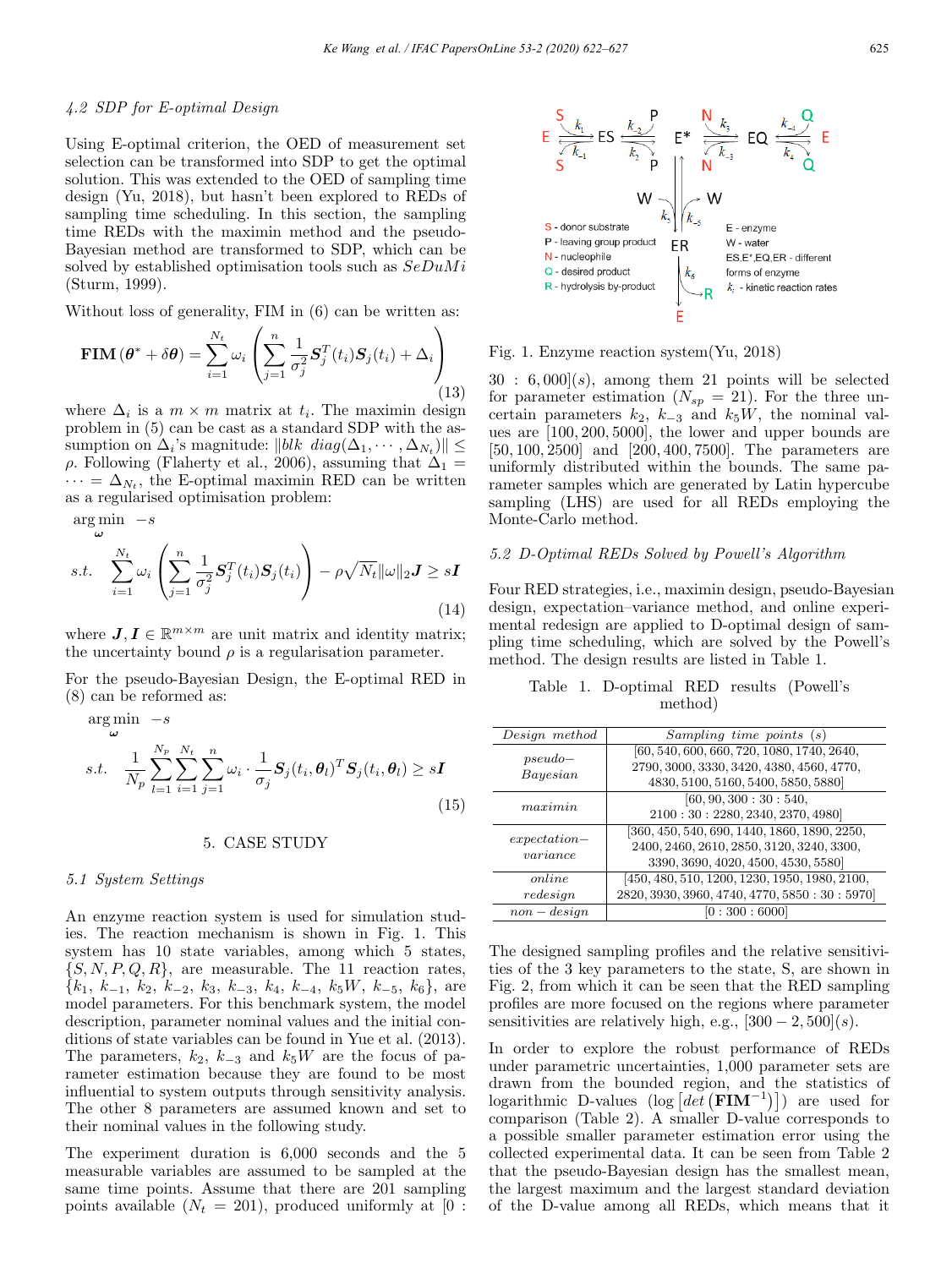### 4.2 SDP for E-optimal Design

Using E-optimal criterion, the OED of measurement set selection can be transformed into SDP to get the optimal solution. This was extended to the OED of sampling time design (Yu, 2018), but hasn't been explored to REDs of sampling time scheduling. In this section, the sampling time REDs with the maximin method and the pseudo-Bayesian method are transformed to SDP, which can be solved by established optimisation tools such as *SeDuMi* (Sturm, 1999).

Without loss of generality, FIM in (6) can be written as:

$$\mathbf{FIM}(\boldsymbol{\theta}^* + \delta\boldsymbol{\theta}) = \sum_{i=1}^{N_t} \omega_i \left( \sum_{j=1}^{n} \frac{1}{\sigma_j^2} \boldsymbol{S}_j^T(t_i)\boldsymbol{S}_j(t_i) + \Delta_i \right) \tag{13}$$

where $\Delta_i$ is a $m \times m$ matrix at $t_i$. The maximin design problem in (5) can be cast as a standard SDP with the assumption on $\Delta_i$'s magnitude: $\|blk\ diag(\Delta_1, \cdots, \Delta_{N_t})\| \leq \rho$. Following (Flaherty et al., 2006), assuming that $\Delta_1 = \cdots = \Delta_{N_t}$, the E-optimal maximin RED can be written as a regularised optimisation problem:

$$\begin{aligned} &\arg\min_{\boldsymbol{\omega}} \ -s \\ &s.t. \quad \sum_{i=1}^{N_t} \omega_i \left( \sum_{j=1}^{n} \frac{1}{\sigma_j^2} \boldsymbol{S}_j^T(t_i)\boldsymbol{S}_j(t_i) \right) - \rho\sqrt{N_t}\|\omega\|_2 \boldsymbol{J} \geq s\boldsymbol{I} \end{aligned} \tag{14}$$

where $\boldsymbol{J}, \boldsymbol{I} \in \mathbb{R}^{m\times m}$ are unit matrix and identity matrix; the uncertainty bound $\rho$ is a regularisation parameter.

For the pseudo-Bayesian Design, the E-optimal RED in (8) can be reformed as:

$$\begin{aligned} &\arg\min_{\boldsymbol{\omega}} \ -s \\ &s.t. \quad \frac{1}{N_p} \sum_{l=1}^{N_p} \sum_{i=1}^{N_t} \sum_{j=1}^{n} \omega_i \cdot \frac{1}{\sigma_j} \boldsymbol{S}_j(t_i, \boldsymbol{\theta}_l)^T \boldsymbol{S}_j(t_i, \boldsymbol{\theta}_l) \geq s\boldsymbol{I} \end{aligned} \tag{15}$$

## 5. CASE STUDY

### 5.1 System Settings

An enzyme reaction system is used for simulation studies. The reaction mechanism is shown in Fig. 1. This system has 10 state variables, among which 5 states, $\{S, N, P, Q, R\}$, are measurable. The 11 reaction rates, $\{k_1,\ k_{-1},\ k_2,\ k_{-2},\ k_3,\ k_{-3},\ k_4,\ k_{-4},\ k_5W,\ k_{-5},\ k_6\}$, are model parameters. For this benchmark system, the model description, parameter nominal values and the initial conditions of state variables can be found in Yue et al. (2013). The parameters, $k_2$, $k_{-3}$ and $k_5W$ are the focus of parameter estimation because they are found to be most influential to system outputs through sensitivity analysis. The other 8 parameters are assumed known and set to their nominal values in the following study.

The experiment duration is 6,000 seconds and the 5 measurable variables are assumed to be sampled at the same time points. Assume that there are 201 sampling points available ($N_t = 201$), produced uniformly at $[0 : 30 : 6,000](s)$, among them 21 points will be selected for parameter estimation ($N_{sp} = 21$). For the three uncertain parameters $k_2$, $k_{-3}$ and $k_5W$, the nominal values are $[100, 200, 5000]$, the lower and upper bounds are $[50, 100, 2500]$ and $[200, 400, 7500]$. The parameters are uniformly distributed within the bounds. The same parameter samples which are generated by Latin hypercube sampling (LHS) are used for all REDs employing the Monte-Carlo method.

Fig. 1. Enzyme reaction system(Yu, 2018)

### 5.2 D-Optimal REDs Solved by Powell's Algorithm

Four RED strategies, i.e., maximin design, pseudo-Bayesian design, expectation–variance method, and online experimental redesign are applied to D-optimal design of sampling time scheduling, which are solved by the Powell's method. The design results are listed in Table 1.

Table 1. D-optimal RED results (Powell's method)

| *Design method* | *Sampling time points (s)* |
|---|---|
| *pseudo−Bayesian* | [60, 540, 600, 660, 720, 1080, 1740, 2640, 2790, 3000, 3330, 3420, 4380, 4560, 4770, 4830, 5100, 5160, 5400, 5850, 5880] |
| *maximin* | [60, 90, 300 : 30 : 540, 2100 : 30 : 2280, 2340, 2370, 4980] |
| *expectation−variance* | [360, 450, 540, 690, 1440, 1860, 1890, 2250, 2400, 2460, 2610, 2850, 3120, 3240, 3300, 3390, 3690, 4020, 4500, 4530, 5580] |
| *online redesign* | [450, 480, 510, 1200, 1230, 1950, 1980, 2100, 2820, 3930, 3960, 4740, 4770, 5850 : 30 : 5970] |
| *non − design* | [0 : 300 : 6000] |

The designed sampling profiles and the relative sensitivities of the 3 key parameters to the state, S, are shown in Fig. 2, from which it can be seen that the RED sampling profiles are more focused on the regions where parameter sensitivities are relatively high, e.g., $[300 - 2,500](s)$.

In order to explore the robust performance of REDs under parametric uncertainties, 1,000 parameter sets are drawn from the bounded region, and the statistics of logarithmic D-values ($\log\left[det\left(\mathbf{FIM}^{-1}\right)\right]$) are used for comparison (Table 2). A smaller D-value corresponds to a possible smaller parameter estimation error using the collected experimental data. It can be seen from Table 2 that the pseudo-Bayesian design has the smallest mean, the largest maximum and the largest standard deviation of the D-value among all REDs, which means that it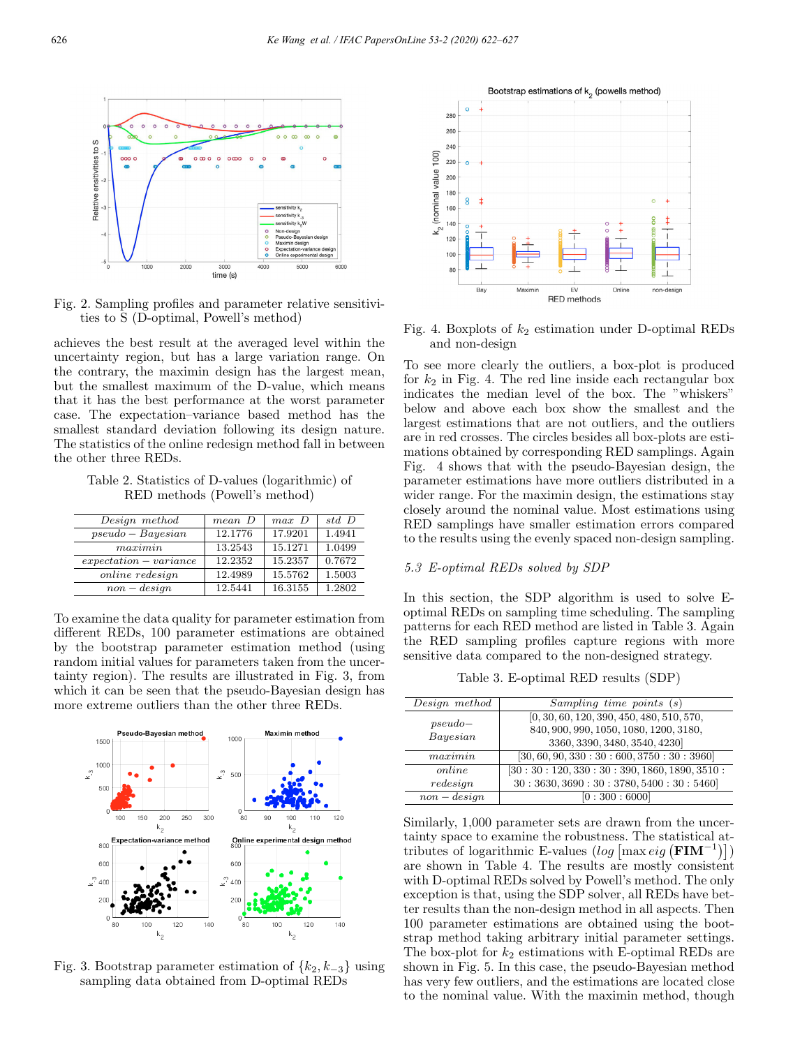Fig. 2. Sampling profiles and parameter relative sensitivities to S (D-optimal, Powell's method)

achieves the best result at the averaged level within the uncertainty region, but has a large variation range. On the contrary, the maximin design has the largest mean, but the smallest maximum of the D-value, which means that it has the best performance at the worst parameter case. The expectation–variance based method has the smallest standard deviation following its design nature. The statistics of the online redesign method fall in between the other three REDs.

Table 2. Statistics of D-values (logarithmic) of RED methods (Powell's method)

| *Design method* | *mean D* | *max D* | *std D* |
|---|---|---|---|
| *pseudo − Bayesian* | 12.1776 | 17.9201 | 1.4941 |
| *maximin* | 13.2543 | 15.1271 | 1.0499 |
| *expectation − variance* | 12.2352 | 15.2357 | 0.7672 |
| *online redesign* | 12.4989 | 15.5762 | 1.5003 |
| *non − design* | 12.5441 | 16.3155 | 1.2802 |

To examine the data quality for parameter estimation from different REDs, 100 parameter estimations are obtained by the bootstrap parameter estimation method (using random initial values for parameters taken from the uncertainty region). The results are illustrated in Fig. 3, from which it can be seen that the pseudo-Bayesian design has more extreme outliers than the other three REDs.

Fig. 3. Bootstrap parameter estimation of $\{k_2, k_{-3}\}$ using sampling data obtained from D-optimal REDs

Fig. 4. Boxplots of $k_2$ estimation under D-optimal REDs and non-design

To see more clearly the outliers, a box-plot is produced for $k_2$ in Fig. 4. The red line inside each rectangular box indicates the median level of the box. The "whiskers" below and above each box show the smallest and the largest estimations that are not outliers, and the outliers are in red crosses. The circles besides all box-plots are estimations obtained by corresponding RED samplings. Again Fig. 4 shows that with the pseudo-Bayesian design, the parameter estimations have more outliers distributed in a wider range. For the maximin design, the estimations stay closely around the nominal value. Most estimations using RED samplings have smaller estimation errors compared to the results using the evenly spaced non-design sampling.

### 5.3 E-optimal REDs solved by SDP

In this section, the SDP algorithm is used to solve E-optimal REDs on sampling time scheduling. The sampling patterns for each RED method are listed in Table 3. Again the RED sampling profiles capture regions with more sensitive data compared to the non-designed strategy.

Table 3. E-optimal RED results (SDP)

| *Design method* | *Sampling time points (s)* |
|---|---|
| *pseudo−Bayesian* | [0, 30, 60, 120, 390, 450, 480, 510, 570, 840, 900, 990, 1050, 1080, 1200, 3180, 3360, 3390, 3480, 3540, 4230] |
| *maximin* | [30, 60, 90, 330 : 30 : 600, 3750 : 30 : 3960] |
| *online redesign* | [30 : 30 : 120, 330 : 30 : 390, 1860, 1890, 3510 : 30 : 3630, 3690 : 30 : 3780, 5400 : 30 : 5460] |
| *non − design* | [0 : 300 : 6000] |

Similarly, 1,000 parameter sets are drawn from the uncertainty space to examine the robustness. The statistical attributes of logarithmic E-values ($log\left[\max eig\left(\mathbf{FIM}^{-1}\right)\right]$) are shown in Table 4. The results are mostly consistent with D-optimal REDs solved by Powell's method. The only exception is that, using the SDP solver, all REDs have better results than the non-design method in all aspects. Then 100 parameter estimations are obtained using the bootstrap method taking arbitrary initial parameter settings. The box-plot for $k_2$ estimations with E-optimal REDs are shown in Fig. 5. In this case, the pseudo-Bayesian method has very few outliers, and the estimations are located close to the nominal value. With the maximin method, though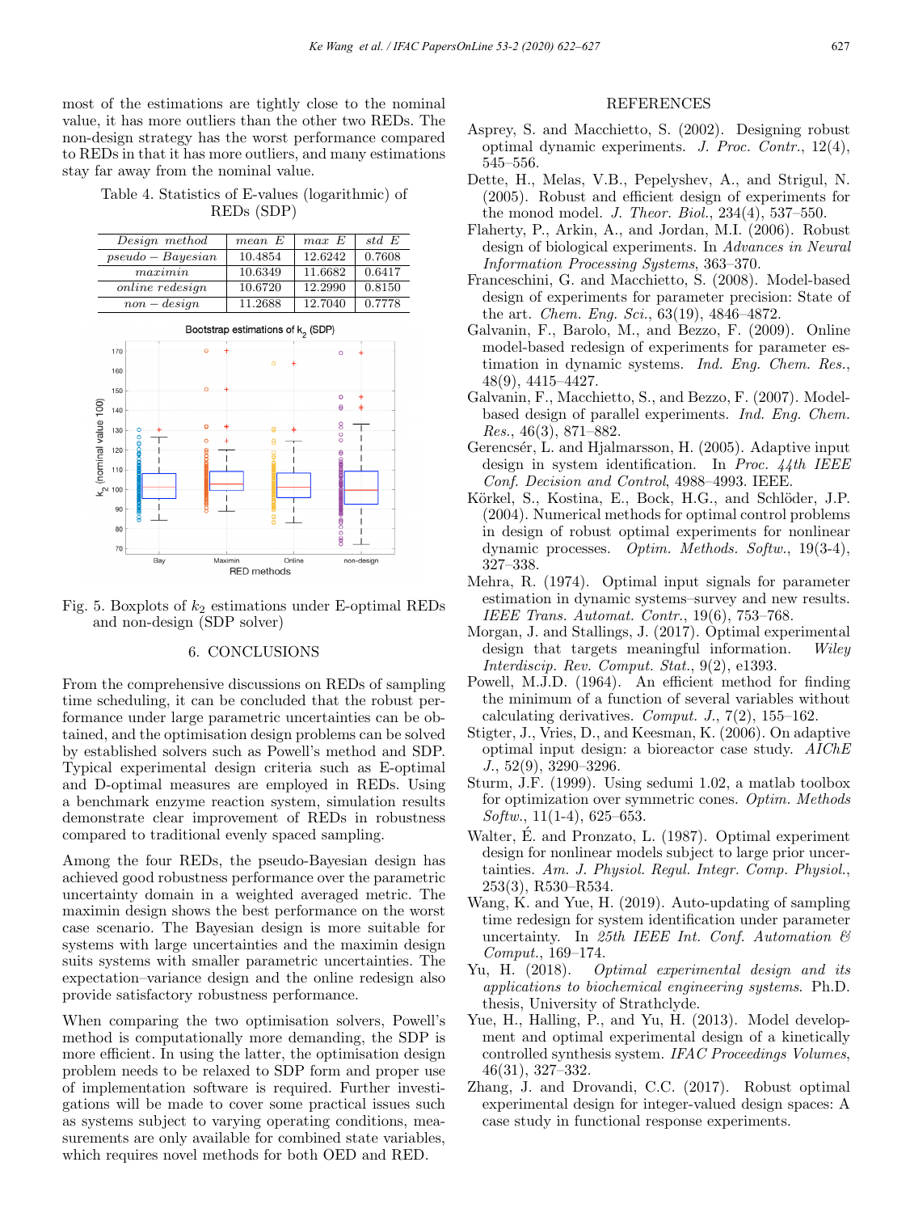most of the estimations are tightly close to the nominal value, it has more outliers than the other two REDs. The non-design strategy has the worst performance compared to REDs in that it has more outliers, and many estimations stay far away from the nominal value.

Table 4. Statistics of E-values (logarithmic) of REDs (SDP)

| *Design method* | *mean E* | *max E* | *std E* |
|---|---|---|---|
| *pseudo − Bayesian* | 10.4854 | 12.6242 | 0.7608 |
| *maximin* | 10.6349 | 11.6682 | 0.6417 |
| *online redesign* | 10.6720 | 12.2990 | 0.8150 |
| *non − design* | 11.2688 | 12.7040 | 0.7778 |

Bootstrap estimations of $k_2$ (SDP)

170
160
150
140
130
120
110
100
90
80
70

$k_2$ (nominal value 100)

Bay
Maximin
Online
non-design

RED methods

Fig. 5. Boxplots of $k_2$ estimations under E-optimal REDs and non-design (SDP solver)

## 6. CONCLUSIONS

From the comprehensive discussions on REDs of sampling time scheduling, it can be concluded that the robust performance under large parametric uncertainties can be obtained, and the optimisation design problems can be solved by established solvers such as Powell's method and SDP. Typical experimental design criteria such as E-optimal and D-optimal measures are employed in REDs. Using a benchmark enzyme reaction system, simulation results demonstrate clear improvement of REDs in robustness compared to traditional evenly spaced sampling.

Among the four REDs, the pseudo-Bayesian design has achieved good robustness performance over the parametric uncertainty domain in a weighted averaged metric. The maximin design shows the best performance on the worst case scenario. The Bayesian design is more suitable for systems with large uncertainties and the maximin design suits systems with smaller parametric uncertainties. The expectation–variance design and the online redesign also provide satisfactory robustness performance.

When comparing the two optimisation solvers, Powell's method is computationally more demanding, the SDP is more efficient. In using the latter, the optimisation design problem needs to be relaxed to SDP form and proper use of implementation software is required. Further investigations will be made to cover some practical issues such as systems subject to varying operating conditions, measurements are only available for combined state variables, which requires novel methods for both OED and RED.

## REFERENCES

Asprey, S. and Macchietto, S. (2002). Designing robust optimal dynamic experiments. *J. Proc. Contr.*, 12(4), 545–556.

Dette, H., Melas, V.B., Pepelyshev, A., and Strigul, N. (2005). Robust and efficient design of experiments for the monod model. *J. Theor. Biol.*, 234(4), 537–550.

Flaherty, P., Arkin, A., and Jordan, M.I. (2006). Robust design of biological experiments. In *Advances in Neural Information Processing Systems*, 363–370.

Franceschini, G. and Macchietto, S. (2008). Model-based design of experiments for parameter precision: State of the art. *Chem. Eng. Sci.*, 63(19), 4846–4872.

Galvanin, F., Barolo, M., and Bezzo, F. (2009). Online model-based redesign of experiments for parameter estimation in dynamic systems. *Ind. Eng. Chem. Res.*, 48(9), 4415–4427.

Galvanin, F., Macchietto, S., and Bezzo, F. (2007). Model-based design of parallel experiments. *Ind. Eng. Chem. Res.*, 46(3), 871–882.

Gerencsér, L. and Hjalmarsson, H. (2005). Adaptive input design in system identification. In *Proc. 44th IEEE Conf. Decision and Control*, 4988–4993. IEEE.

Körkel, S., Kostina, E., Bock, H.G., and Schlöder, J.P. (2004). Numerical methods for optimal control problems in design of robust optimal experiments for nonlinear dynamic processes. *Optim. Methods. Softw.*, 19(3-4), 327–338.

Mehra, R. (1974). Optimal input signals for parameter estimation in dynamic systems–survey and new results. *IEEE Trans. Automat. Contr.*, 19(6), 753–768.

Morgan, J. and Stallings, J. (2017). Optimal experimental design that targets meaningful information. *Wiley Interdiscip. Rev. Comput. Stat.*, 9(2), e1393.

Powell, M.J.D. (1964). An efficient method for finding the minimum of a function of several variables without calculating derivatives. *Comput. J.*, 7(2), 155–162.

Stigter, J., Vries, D., and Keesman, K. (2006). On adaptive optimal input design: a bioreactor case study. *AIChE J.*, 52(9), 3290–3296.

Sturm, J.F. (1999). Using sedumi 1.02, a matlab toolbox for optimization over symmetric cones. *Optim. Methods Softw.*, 11(1-4), 625–653.

Walter, É. and Pronzato, L. (1987). Optimal experiment design for nonlinear models subject to large prior uncertainties. *Am. J. Physiol. Regul. Integr. Comp. Physiol.*, 253(3), R530–R534.

Wang, K. and Yue, H. (2019). Auto-updating of sampling time redesign for system identification under parameter uncertainty. In *25th IEEE Int. Conf. Automation & Comput.*, 169–174.

Yu, H. (2018). *Optimal experimental design and its applications to biochemical engineering systems*. Ph.D. thesis, University of Strathclyde.

Yue, H., Halling, P., and Yu, H. (2013). Model development and optimal experimental design of a kinetically controlled synthesis system. *IFAC Proceedings Volumes*, 46(31), 327–332.

Zhang, J. and Drovandi, C.C. (2017). Robust optimal experimental design for integer-valued design spaces: A case study in functional response experiments.